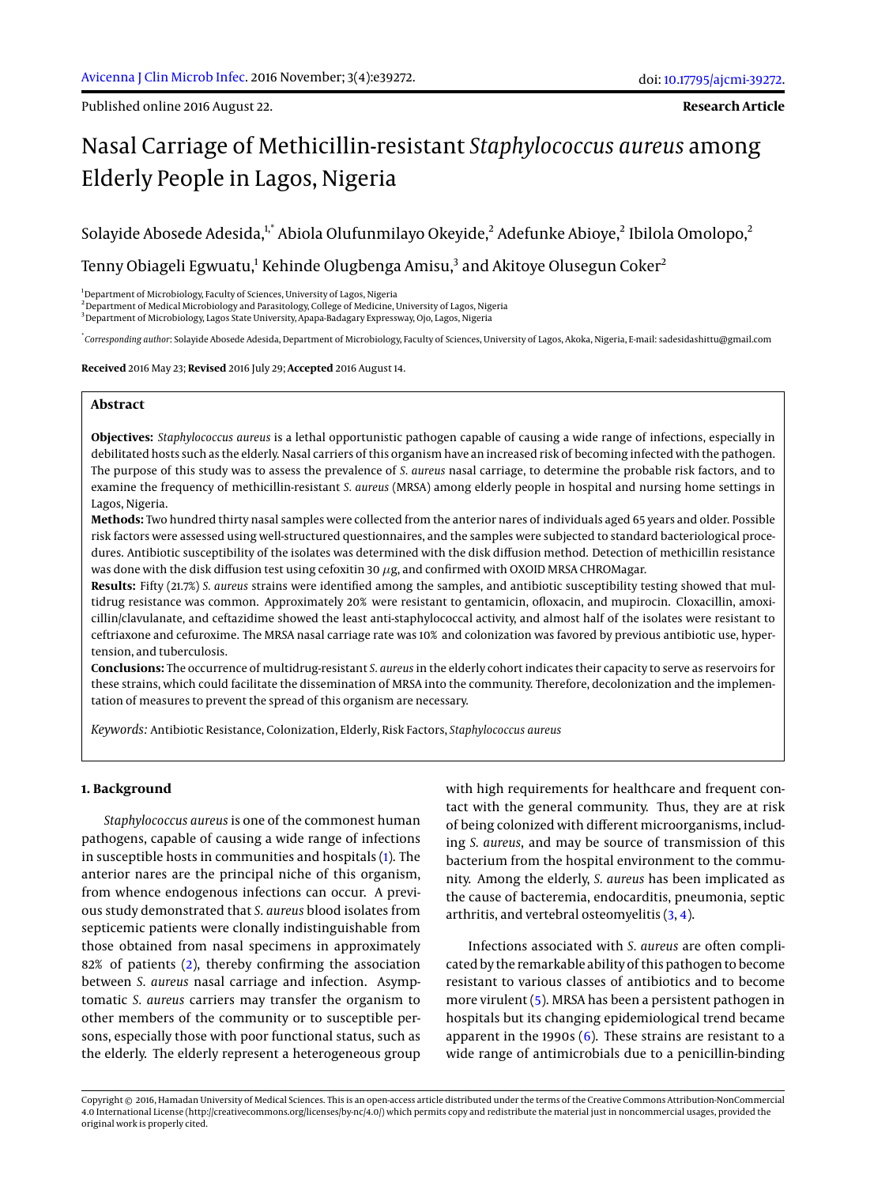Published online 2016 August 22. **Research Article**

# Nasal Carriage of Methicillin-resistant *Staphylococcus aureus* among Elderly People in Lagos, Nigeria

Solayide Abosede Adesida,[1,*] Abiola Olufunmilayo Okeyide,[2] Adefunke Abioye,[2] Ibilola Omolopo,[2] Tenny Obiageli Egwuatu,[1] Kehinde Olugbenga Amisu,[3] and Akitoye Olusegun Coker[2]

[1]Department of Microbiology, Faculty of Sciences, University of Lagos, Nigeria
[2]Department of Medical Microbiology and Parasitology, College of Medicine, University of Lagos, Nigeria
[3]Department of Microbiology, Lagos State University, Apapa-Badagary Expressway, Ojo, Lagos, Nigeria

[*]*Corresponding author*: Solayide Abosede Adesida, Department of Microbiology, Faculty of Sciences, University of Lagos, Akoka, Nigeria, E-mail: sadesidashittu@gmail.com

**Received** 2016 May 23; **Revised** 2016 July 29; **Accepted** 2016 August 14.

## Abstract

**Objectives:** *Staphylococcus aureus* is a lethal opportunistic pathogen capable of causing a wide range of infections, especially in debilitated hosts such as the elderly. Nasal carriers of this organism have an increased risk of becoming infected with the pathogen. The purpose of this study was to assess the prevalence of *S. aureus* nasal carriage, to determine the probable risk factors, and to examine the frequency of methicillin-resistant *S. aureus* (MRSA) among elderly people in hospital and nursing home settings in Lagos, Nigeria.

**Methods:** Two hundred thirty nasal samples were collected from the anterior nares of individuals aged 65 years and older. Possible risk factors were assessed using well-structured questionnaires, and the samples were subjected to standard bacteriological procedures. Antibiotic susceptibility of the isolates was determined with the disk diffusion method. Detection of methicillin resistance was done with the disk diffusion test using cefoxitin 30 $\mu$g, and confirmed with OXOID MRSA CHROMagar.

**Results:** Fifty (21.7%) *S. aureus* strains were identified among the samples, and antibiotic susceptibility testing showed that multidrug resistance was common. Approximately 20% were resistant to gentamicin, ofloxacin, and mupirocin. Cloxacillin, amoxicillin/clavulanate, and ceftazidime showed the least anti-staphylococcal activity, and almost half of the isolates were resistant to ceftriaxone and cefuroxime. The MRSA nasal carriage rate was 10% and colonization was favored by previous antibiotic use, hypertension, and tuberculosis.

**Conclusions:** The occurrence of multidrug-resistant *S. aureus* in the elderly cohort indicates their capacity to serve as reservoirs for these strains, which could facilitate the dissemination of MRSA into the community. Therefore, decolonization and the implementation of measures to prevent the spread of this organism are necessary.

*Keywords:* Antibiotic Resistance, Colonization, Elderly, Risk Factors, *Staphylococcus aureus*

## 1. Background

*Staphylococcus aureus* is one of the commonest human pathogens, capable of causing a wide range of infections in susceptible hosts in communities and hospitals (1). The anterior nares are the principal niche of this organism, from whence endogenous infections can occur. A previous study demonstrated that *S. aureus* blood isolates from septicemic patients were clonally indistinguishable from those obtained from nasal specimens in approximately 82% of patients (2), thereby confirming the association between *S. aureus* nasal carriage and infection. Asymptomatic *S. aureus* carriers may transfer the organism to other members of the community or to susceptible persons, especially those with poor functional status, such as the elderly. The elderly represent a heterogeneous group with high requirements for healthcare and frequent contact with the general community. Thus, they are at risk of being colonized with different microorganisms, including *S. aureus*, and may be source of transmission of this bacterium from the hospital environment to the community. Among the elderly, *S. aureus* has been implicated as the cause of bacteremia, endocarditis, pneumonia, septic arthritis, and vertebral osteomyelitis (3, 4).

Infections associated with *S. aureus* are often complicated by the remarkable ability of this pathogen to become resistant to various classes of antibiotics and to become more virulent (5). MRSA has been a persistent pathogen in hospitals but its changing epidemiological trend became apparent in the 1990s (6). These strains are resistant to a wide range of antimicrobials due to a penicillin-binding

Copyright © 2016, Hamadan University of Medical Sciences. This is an open-access article distributed under the terms of the Creative Commons Attribution-NonCommercial 4.0 International License (http://creativecommons.org/licenses/by-nc/4.0/) which permits copy and redistribute the material just in noncommercial usages, provided the original work is properly cited.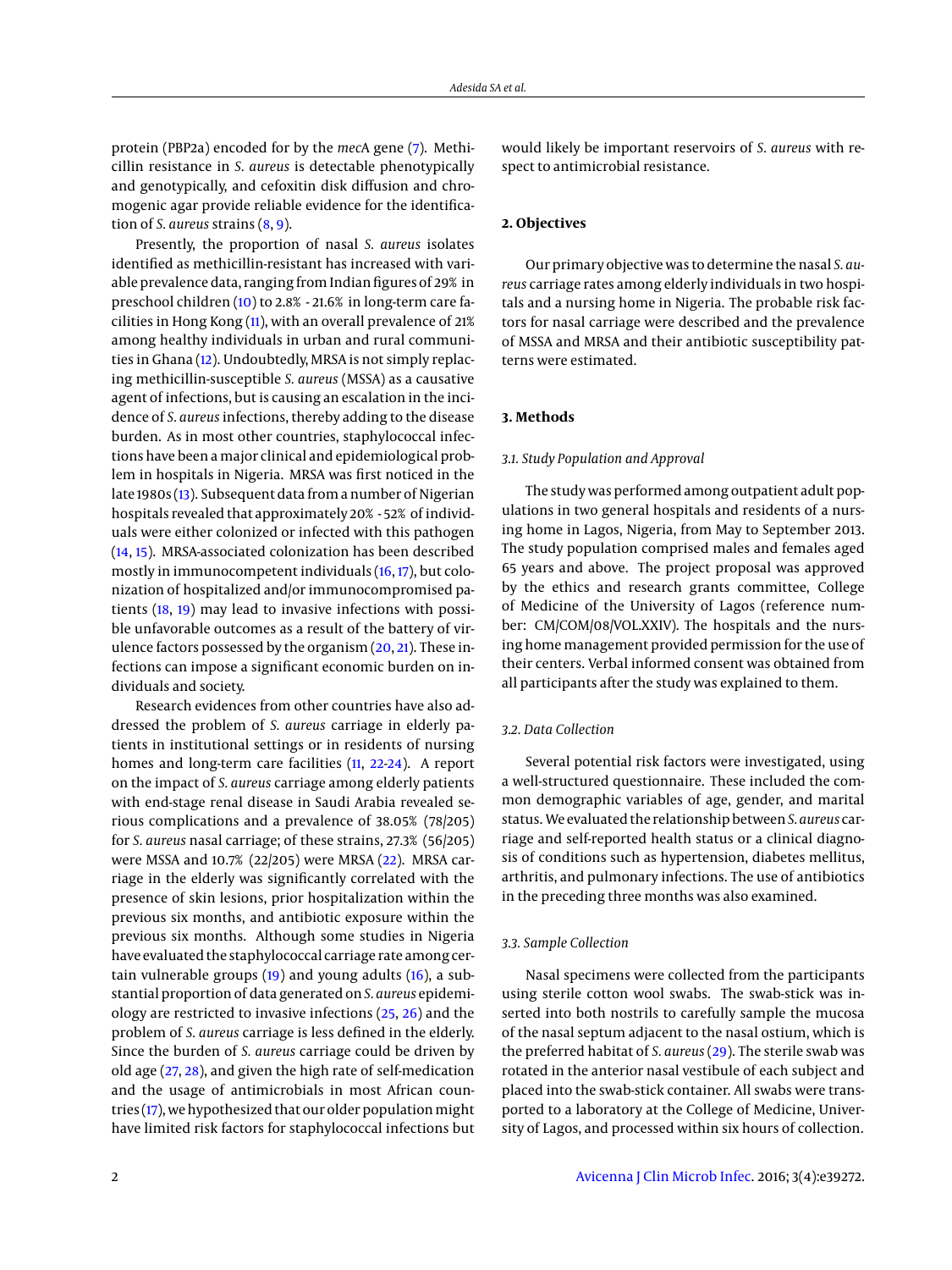protein (PBP2a) encoded for by the *mec*A gene (7). Methicillin resistance in *S. aureus* is detectable phenotypically and genotypically, and cefoxitin disk diffusion and chromogenic agar provide reliable evidence for the identification of *S. aureus* strains (8, 9).

Presently, the proportion of nasal *S. aureus* isolates identified as methicillin-resistant has increased with variable prevalence data, ranging from Indian figures of 29% in preschool children (10) to 2.8% - 21.6% in long-term care facilities in Hong Kong (11), with an overall prevalence of 21% among healthy individuals in urban and rural communities in Ghana (12). Undoubtedly, MRSA is not simply replacing methicillin-susceptible *S. aureus* (MSSA) as a causative agent of infections, but is causing an escalation in the incidence of *S. aureus* infections, thereby adding to the disease burden. As in most other countries, staphylococcal infections have been a major clinical and epidemiological problem in hospitals in Nigeria. MRSA was first noticed in the late 1980s (13). Subsequent data from a number of Nigerian hospitals revealed that approximately 20% - 52% of individuals were either colonized or infected with this pathogen (14, 15). MRSA-associated colonization has been described mostly in immunocompetent individuals (16, 17), but colonization of hospitalized and/or immunocompromised patients (18, 19) may lead to invasive infections with possible unfavorable outcomes as a result of the battery of virulence factors possessed by the organism (20, 21). These infections can impose a significant economic burden on individuals and society.

Research evidences from other countries have also addressed the problem of *S. aureus* carriage in elderly patients in institutional settings or in residents of nursing homes and long-term care facilities (11, 22-24). A report on the impact of *S. aureus* carriage among elderly patients with end-stage renal disease in Saudi Arabia revealed serious complications and a prevalence of 38.05% (78/205) for *S. aureus* nasal carriage; of these strains, 27.3% (56/205) were MSSA and 10.7% (22/205) were MRSA (22). MRSA carriage in the elderly was significantly correlated with the presence of skin lesions, prior hospitalization within the previous six months, and antibiotic exposure within the previous six months. Although some studies in Nigeria have evaluated the staphylococcal carriage rate among certain vulnerable groups (19) and young adults (16), a substantial proportion of data generated on *S. aureus* epidemiology are restricted to invasive infections (25, 26) and the problem of *S. aureus* carriage is less defined in the elderly. Since the burden of *S. aureus* carriage could be driven by old age (27, 28), and given the high rate of self-medication and the usage of antimicrobials in most African countries (17), we hypothesized that our older population might have limited risk factors for staphylococcal infections but would likely be important reservoirs of *S. aureus* with respect to antimicrobial resistance.

## 2. Objectives

Our primary objective was to determine the nasal *S. aureus* carriage rates among elderly individuals in two hospitals and a nursing home in Nigeria. The probable risk factors for nasal carriage were described and the prevalence of MSSA and MRSA and their antibiotic susceptibility patterns were estimated.

## 3. Methods

### 3.1. Study Population and Approval

The study was performed among outpatient adult populations in two general hospitals and residents of a nursing home in Lagos, Nigeria, from May to September 2013. The study population comprised males and females aged 65 years and above. The project proposal was approved by the ethics and research grants committee, College of Medicine of the University of Lagos (reference number: CM/COM/08/VOL.XXIV). The hospitals and the nursing home management provided permission for the use of their centers. Verbal informed consent was obtained from all participants after the study was explained to them.

### 3.2. Data Collection

Several potential risk factors were investigated, using a well-structured questionnaire. These included the common demographic variables of age, gender, and marital status. We evaluated the relationship between *S. aureus* carriage and self-reported health status or a clinical diagnosis of conditions such as hypertension, diabetes mellitus, arthritis, and pulmonary infections. The use of antibiotics in the preceding three months was also examined.

### 3.3. Sample Collection

Nasal specimens were collected from the participants using sterile cotton wool swabs. The swab-stick was inserted into both nostrils to carefully sample the mucosa of the nasal septum adjacent to the nasal ostium, which is the preferred habitat of *S. aureus* (29). The sterile swab was rotated in the anterior nasal vestibule of each subject and placed into the swab-stick container. All swabs were transported to a laboratory at the College of Medicine, University of Lagos, and processed within six hours of collection.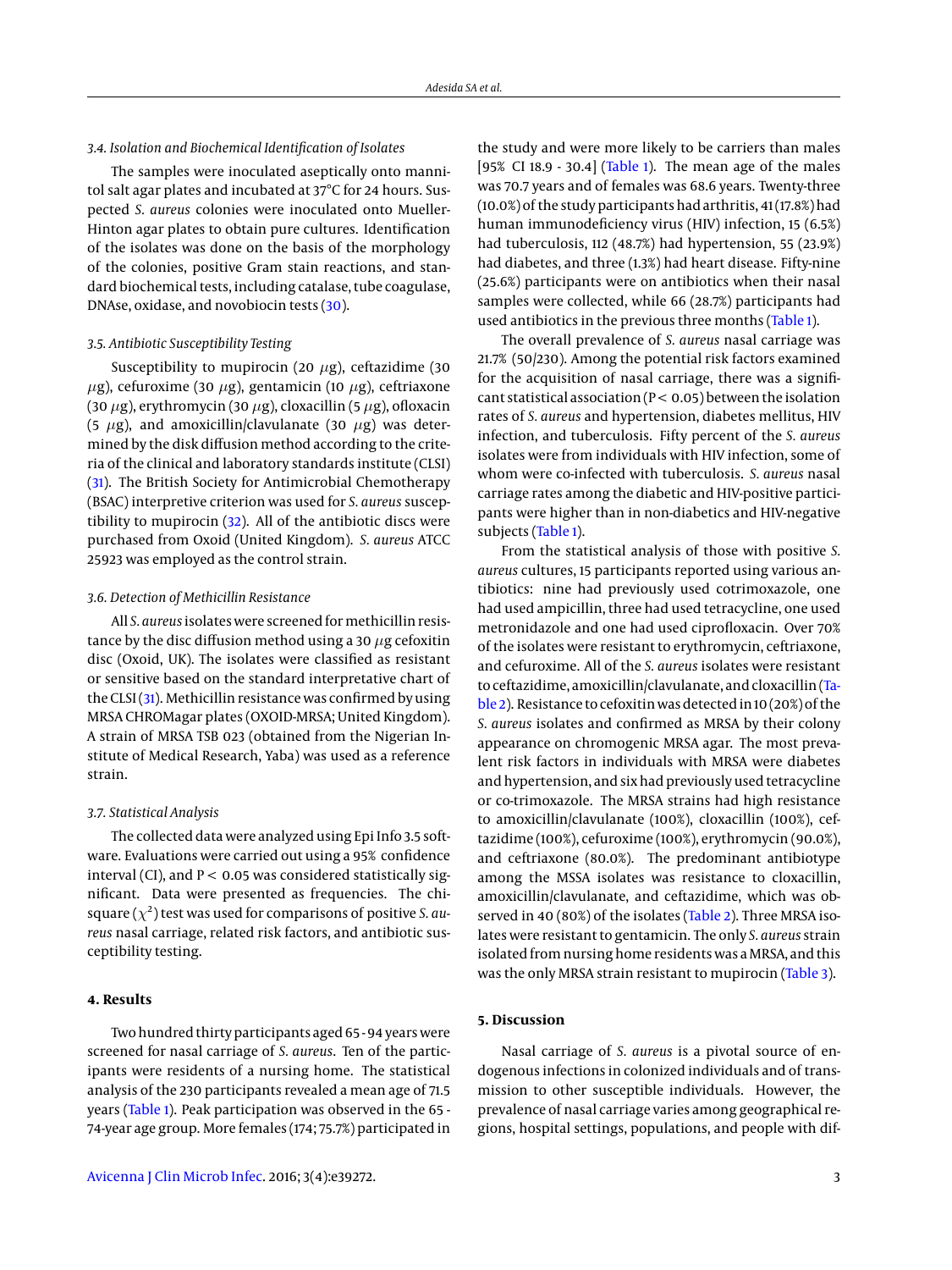### 3.4. Isolation and Biochemical Identification of Isolates

The samples were inoculated aseptically onto mannitol salt agar plates and incubated at 37°C for 24 hours. Suspected *S. aureus* colonies were inoculated onto Mueller-Hinton agar plates to obtain pure cultures. Identification of the isolates was done on the basis of the morphology of the colonies, positive Gram stain reactions, and standard biochemical tests, including catalase, tube coagulase, DNAse, oxidase, and novobiocin tests (30).

### 3.5. Antibiotic Susceptibility Testing

Susceptibility to mupirocin (20 $\mu$g), ceftazidime (30 $\mu$g), cefuroxime (30 $\mu$g), gentamicin (10 $\mu$g), ceftriaxone (30 $\mu$g), erythromycin (30 $\mu$g), cloxacillin (5 $\mu$g), ofloxacin (5 $\mu$g), and amoxicillin/clavulanate (30 $\mu$g) was determined by the disk diffusion method according to the criteria of the clinical and laboratory standards institute (CLSI) (31). The British Society for Antimicrobial Chemotherapy (BSAC) interpretive criterion was used for *S. aureus* susceptibility to mupirocin (32). All of the antibiotic discs were purchased from Oxoid (United Kingdom). *S. aureus* ATCC 25923 was employed as the control strain.

### 3.6. Detection of Methicillin Resistance

All *S. aureus* isolates were screened for methicillin resistance by the disc diffusion method using a 30 $\mu$g cefoxitin disc (Oxoid, UK). The isolates were classified as resistant or sensitive based on the standard interpretative chart of the CLSI (31). Methicillin resistance was confirmed by using MRSA CHROMagar plates (OXOID-MRSA; United Kingdom). A strain of MRSA TSB 023 (obtained from the Nigerian Institute of Medical Research, Yaba) was used as a reference strain.

### 3.7. Statistical Analysis

The collected data were analyzed using Epi Info 3.5 software. Evaluations were carried out using a 95% confidence interval (CI), and $P < 0.05$ was considered statistically significant. Data were presented as frequencies. The chi-square ($\chi^2$) test was used for comparisons of positive *S. aureus* nasal carriage, related risk factors, and antibiotic susceptibility testing.

## 4. Results

Two hundred thirty participants aged 65 - 94 years were screened for nasal carriage of *S. aureus*. Ten of the participants were residents of a nursing home. The statistical analysis of the 230 participants revealed a mean age of 71.5 years (Table 1). Peak participation was observed in the 65 - 74-year age group. More females (174; 75.7%) participated in the study and were more likely to be carriers than males [95% CI 18.9 - 30.4] (Table 1). The mean age of the males was 70.7 years and of females was 68.6 years. Twenty-three (10.0%) of the study participants had arthritis, 41 (17.8%) had human immunodeficiency virus (HIV) infection, 15 (6.5%) had tuberculosis, 112 (48.7%) had hypertension, 55 (23.9%) had diabetes, and three (1.3%) had heart disease. Fifty-nine (25.6%) participants were on antibiotics when their nasal samples were collected, while 66 (28.7%) participants had used antibiotics in the previous three months (Table 1).

The overall prevalence of *S. aureus* nasal carriage was 21.7% (50/230). Among the potential risk factors examined for the acquisition of nasal carriage, there was a significant statistical association ($P < 0.05$) between the isolation rates of *S. aureus* and hypertension, diabetes mellitus, HIV infection, and tuberculosis. Fifty percent of the *S. aureus* isolates were from individuals with HIV infection, some of whom were co-infected with tuberculosis. *S. aureus* nasal carriage rates among the diabetic and HIV-positive participants were higher than in non-diabetics and HIV-negative subjects (Table 1).

From the statistical analysis of those with positive *S. aureus* cultures, 15 participants reported using various antibiotics: nine had previously used cotrimoxazole, one had used ampicillin, three had used tetracycline, one used metronidazole and one had used ciprofloxacin. Over 70% of the isolates were resistant to erythromycin, ceftriaxone, and cefuroxime. All of the *S. aureus* isolates were resistant to ceftazidime, amoxicillin/clavulanate, and cloxacillin (Table 2). Resistance to cefoxitin was detected in 10 (20%) of the *S. aureus* isolates and confirmed as MRSA by their colony appearance on chromogenic MRSA agar. The most prevalent risk factors in individuals with MRSA were diabetes and hypertension, and six had previously used tetracycline or co-trimoxazole. The MRSA strains had high resistance to amoxicillin/clavulanate (100%), cloxacillin (100%), ceftazidime (100%), cefuroxime (100%), erythromycin (90.0%), and ceftriaxone (80.0%). The predominant antibiotype among the MSSA isolates was resistance to cloxacillin, amoxicillin/clavulanate, and ceftazidime, which was observed in 40 (80%) of the isolates (Table 2). Three MRSA isolates were resistant to gentamicin. The only *S. aureus* strain isolated from nursing home residents was a MRSA, and this was the only MRSA strain resistant to mupirocin (Table 3).

## 5. Discussion

Nasal carriage of *S. aureus* is a pivotal source of endogenous infections in colonized individuals and of transmission to other susceptible individuals. However, the prevalence of nasal carriage varies among geographical regions, hospital settings, populations, and people with dif-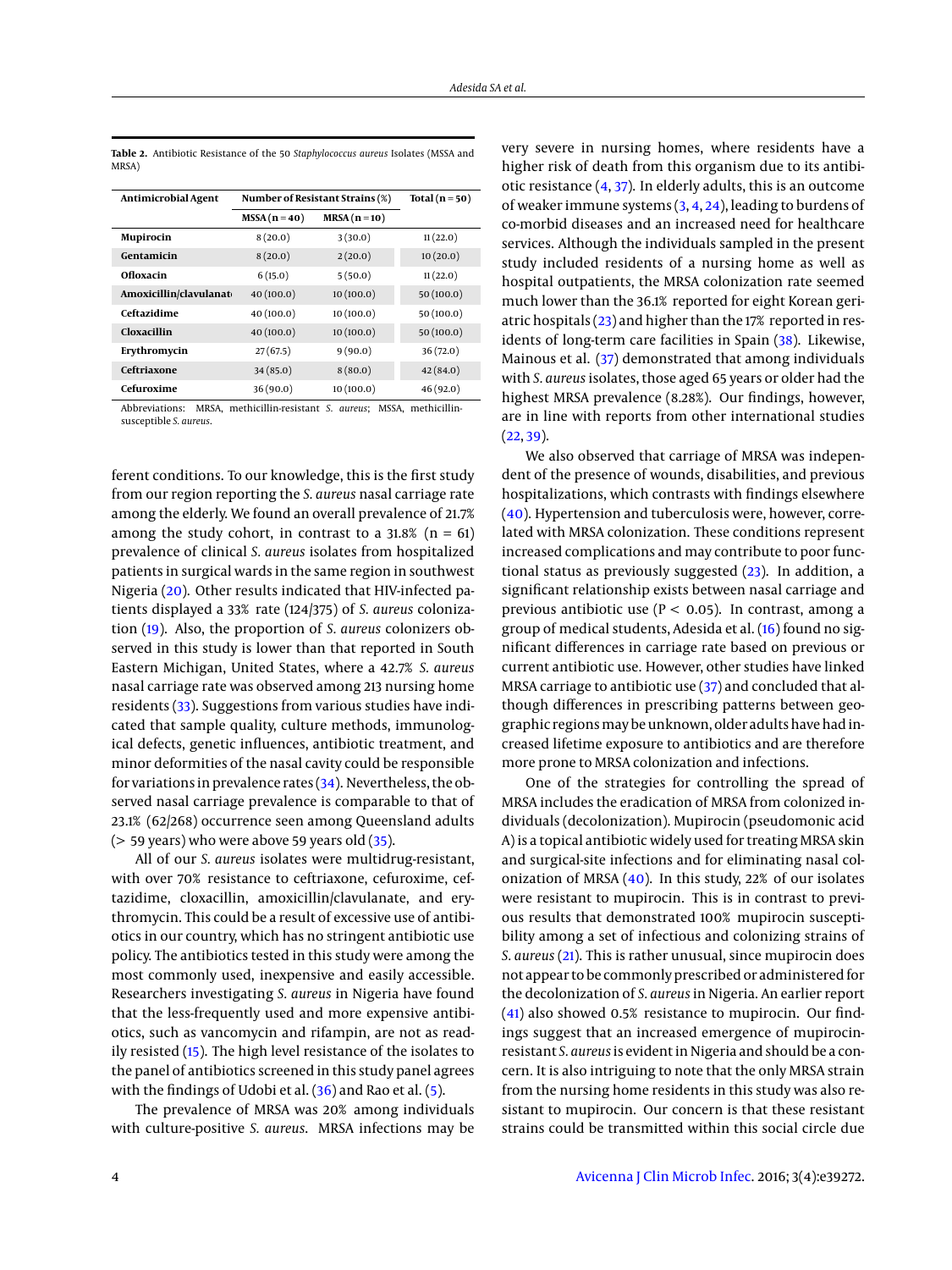**Table 2.** Antibiotic Resistance of the 50 *Staphylococcus aureus* Isolates (MSSA and MRSA)

| Antimicrobial Agent | Number of Resistant Strains (%) | | Total (n = 50) |
|---|---|---|---|
| | MSSA (n = 40) | MRSA (n = 10) | |
| **Mupirocin** | 8 (20.0) | 3 (30.0) | 11 (22.0) |
| **Gentamicin** | 8 (20.0) | 2 (20.0) | 10 (20.0) |
| **Ofloxacin** | 6 (15.0) | 5 (50.0) | 11 (22.0) |
| **Amoxicillin/clavulanate** | 40 (100.0) | 10 (100.0) | 50 (100.0) |
| **Ceftazidime** | 40 (100.0) | 10 (100.0) | 50 (100.0) |
| **Cloxacillin** | 40 (100.0) | 10 (100.0) | 50 (100.0) |
| **Erythromycin** | 27 (67.5) | 9 (90.0) | 36 (72.0) |
| **Ceftriaxone** | 34 (85.0) | 8 (80.0) | 42 (84.0) |
| **Cefuroxime** | 36 (90.0) | 10 (100.0) | 46 (92.0) |

Abbreviations: MRSA, methicillin-resistant *S. aureus*; MSSA, methicillin-susceptible *S. aureus*.

ferent conditions. To our knowledge, this is the first study from our region reporting the *S. aureus* nasal carriage rate among the elderly. We found an overall prevalence of 21.7% among the study cohort, in contrast to a 31.8% (n = 61) prevalence of clinical *S. aureus* isolates from hospitalized patients in surgical wards in the same region in southwest Nigeria (20). Other results indicated that HIV-infected patients displayed a 33% rate (124/375) of *S. aureus* colonization (19). Also, the proportion of *S. aureus* colonizers observed in this study is lower than that reported in South Eastern Michigan, United States, where a 42.7% *S. aureus* nasal carriage rate was observed among 213 nursing home residents (33). Suggestions from various studies have indicated that sample quality, culture methods, immunological defects, genetic influences, antibiotic treatment, and minor deformities of the nasal cavity could be responsible for variations in prevalence rates (34). Nevertheless, the observed nasal carriage prevalence is comparable to that of 23.1% (62/268) occurrence seen among Queensland adults (> 59 years) who were above 59 years old (35).

All of our *S. aureus* isolates were multidrug-resistant, with over 70% resistance to ceftriaxone, cefuroxime, ceftazidime, cloxacillin, amoxicillin/clavulanate, and erythromycin. This could be a result of excessive use of antibiotics in our country, which has no stringent antibiotic use policy. The antibiotics tested in this study were among the most commonly used, inexpensive and easily accessible. Researchers investigating *S. aureus* in Nigeria have found that the less-frequently used and more expensive antibiotics, such as vancomycin and rifampin, are not as readily resisted (15). The high level resistance of the isolates to the panel of antibiotics tested in this study panel agrees with the findings of Udobi et al. (36) and Rao et al. (5).

The prevalence of MRSA was 20% among individuals with culture-positive *S. aureus*. MRSA infections may be very severe in nursing homes, where residents have a higher risk of death from this organism due to its antibiotic resistance (4, 37). In elderly adults, this is an outcome of weaker immune systems (3, 4, 24), leading to burdens of co-morbid diseases and an increased need for healthcare services. Although the individuals sampled in the present study included residents of a nursing home as well as hospital outpatients, the MRSA colonization rate seemed much lower than the 36.1% reported for eight Korean geriatric hospitals (23) and higher than the 17% reported in residents of long-term care facilities in Spain (38). Likewise, Mainous et al. (37) demonstrated that among individuals with *S. aureus* isolates, those aged 65 years or older had the highest MRSA prevalence (8.28%). Our findings, however, are in line with reports from other international studies (22, 39).

We also observed that carriage of MRSA was independent of the presence of wounds, disabilities, and previous hospitalizations, which contrasts with findings elsewhere (40). Hypertension and tuberculosis were, however, correlated with MRSA colonization. These conditions represent increased complications and may contribute to poor functional status as previously suggested (23). In addition, a significant relationship exists between nasal carriage and previous antibiotic use ($P < 0.05$). In contrast, among a group of medical students, Adesida et al. (16) found no significant differences in carriage rate based on previous or current antibiotic use. However, other studies have linked MRSA carriage to antibiotic use (37) and concluded that although differences in prescribing patterns between geographic regions may be unknown, older adults have had increased lifetime exposure to antibiotics and are therefore more prone to MRSA colonization and infections.

One of the strategies for controlling the spread of MRSA includes the eradication of MRSA from colonized individuals (decolonization). Mupirocin (pseudomonic acid A) is a topical antibiotic widely used for treating MRSA skin and surgical-site infections and for eliminating nasal colonization of MRSA (40). In this study, 22% of our isolates were resistant to mupirocin. This is in contrast to previous results that demonstrated 100% mupirocin susceptibility among a set of infectious and colonizing strains of *S. aureus* (21). This is rather unusual, since mupirocin does not appear to be commonly prescribed or administered for the decolonization of *S. aureus* in Nigeria. An earlier report (41) also showed 0.5% resistance to mupirocin. Our findings suggest that an increased emergence of mupirocin-resistant *S. aureus* is evident in Nigeria and should be a concern. It is also intriguing to note that the only MRSA strain from the nursing home residents in this study was also resistant to mupirocin. Our concern is that these resistant strains could be transmitted within this social circle due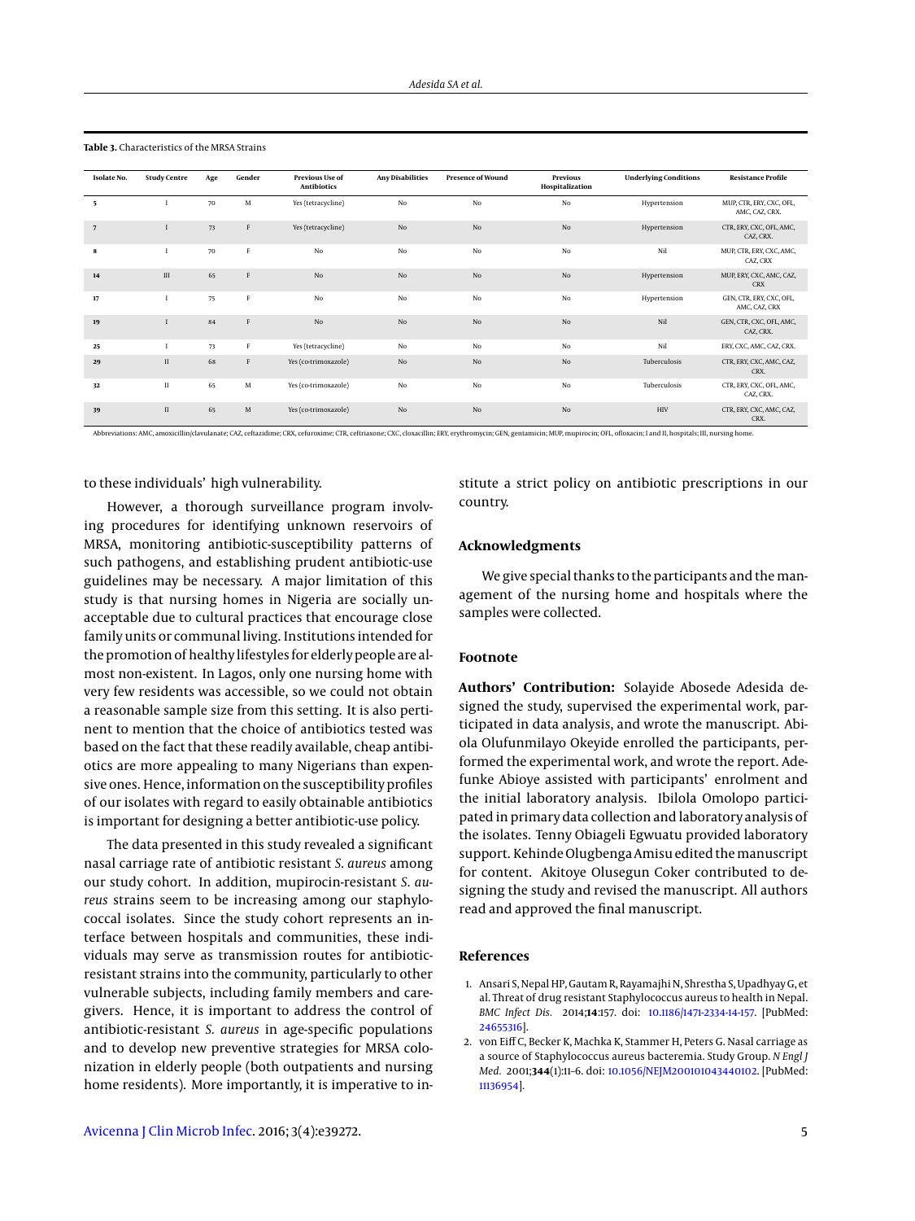**Table 3.** Characteristics of the MRSA Strains

| Isolate No. | Study Centre | Age | Gender | Previous Use of Antibiotics | Any Disabilities | Presence of Wound | Previous Hospitalization | Underlying Conditions | Resistance Profile |
|---|---|---|---|---|---|---|---|---|---|
| 5 | I | 70 | M | Yes (tetracycline) | No | No | No | Hypertension | MUP, CTR, ERY, CXC, OFL, AMC, CAZ, CRX. |
| 7 | I | 73 | F | Yes (tetracycline) | No | No | No | Hypertension | CTR, ERY, CXC, OFL, AMC, CAZ, CRX. |
| 8 | I | 70 | F | No | No | No | No | Nil | MUP, CTR, ERY, CXC, AMC, CAZ, CRX |
| 14 | III | 65 | F | No | No | No | No | Hypertension | MUP, ERY, CXC, AMC, CAZ, CRX |
| 17 | I | 75 | F | No | No | No | No | Hypertension | GEN, CTR, ERY, CXC, OFL, AMC, CAZ, CRX |
| 19 | I | 84 | F | No | No | No | No | Nil | GEN, CTR, CXC, OFL, AMC, CAZ, CRX. |
| 25 | I | 73 | F | Yes (tetracycline) | No | No | No | Nil | ERY, CXC, AMC, CAZ, CRX. |
| 29 | II | 68 | F | Yes (co-trimoxazole) | No | No | No | Tuberculosis | CTR, ERY, CXC, AMC, CAZ, CRX. |
| 32 | II | 65 | M | Yes (co-trimoxazole) | No | No | No | Tuberculosis | CTR, ERY, CXC, OFL, AMC, CAZ, CRX. |
| 39 | II | 65 | M | Yes (co-trimoxazole) | No | No | No | HIV | CTR, ERY, CXC, AMC, CAZ, CRX. |

Abbreviations: AMC, amoxicillin/clavulanate; CAZ, ceftazidime; CRX, cefuroxime; CTR, ceftriaxone; CXC, cloxacillin; ERY, erythromycin; GEN, gentamicin; MUP, mupirocin; OFL, ofloxacin; I and II, hospitals; III, nursing home.

to these individuals' high vulnerability.

However, a thorough surveillance program involving procedures for identifying unknown reservoirs of MRSA, monitoring antibiotic-susceptibility patterns of such pathogens, and establishing prudent antibiotic-use guidelines may be necessary. A major limitation of this study is that nursing homes in Nigeria are socially unacceptable due to cultural practices that encourage close family units or communal living. Institutions intended for the promotion of healthy lifestyles for elderly people are almost non-existent. In Lagos, only one nursing home with very few residents was accessible, so we could not obtain a reasonable sample size from this setting. It is also pertinent to mention that the choice of antibiotics tested was based on the fact that these readily available, cheap antibiotics are more appealing to many Nigerians than expensive ones. Hence, information on the susceptibility profiles of our isolates with regard to easily obtainable antibiotics is important for designing a better antibiotic-use policy.

The data presented in this study revealed a significant nasal carriage rate of antibiotic resistant *S. aureus* among our study cohort. In addition, mupirocin-resistant *S. aureus* strains seem to be increasing among our staphylococcal isolates. Since the study cohort represents an interface between hospitals and communities, these individuals may serve as transmission routes for antibiotic-resistant strains into the community, particularly to other vulnerable subjects, including family members and caregivers. Hence, it is important to address the control of antibiotic-resistant *S. aureus* in age-specific populations and to develop new preventive strategies for MRSA colonization in elderly people (both outpatients and nursing home residents). More importantly, it is imperative to institute a strict policy on antibiotic prescriptions in our country.

## Acknowledgments

We give special thanks to the participants and the management of the nursing home and hospitals where the samples were collected.

## Footnote

**Authors' Contribution:** Solayide Abosede Adesida designed the study, supervised the experimental work, participated in data analysis, and wrote the manuscript. Abiola Olufunmilayo Okeyide enrolled the participants, performed the experimental work, and wrote the report. Adefunke Abioye assisted with participants' enrolment and the initial laboratory analysis. Ibilola Omolopo participated in primary data collection and laboratory analysis of the isolates. Tenny Obiageli Egwuatu provided laboratory support. Kehinde Olugbenga Amisu edited the manuscript for content. Akitoye Olusegun Coker contributed to designing the study and revised the manuscript. All authors read and approved the final manuscript.

## References

1. Ansari S, Nepal HP, Gautam R, Rayamajhi N, Shrestha S, Upadhyay G, et al. Threat of drug resistant Staphylococcus aureus to health in Nepal. *BMC Infect Dis.* 2014;**14**:157. doi: 10.1186/1471-2334-14-157. [PubMed: 24655316].
2. von Eiff C, Becker K, Machka K, Stammer H, Peters G. Nasal carriage as a source of Staphylococcus aureus bacteremia. Study Group. *N Engl J Med.* 2001;**344**(1):11–6. doi: 10.1056/NEJM200101043440102. [PubMed: 11136954].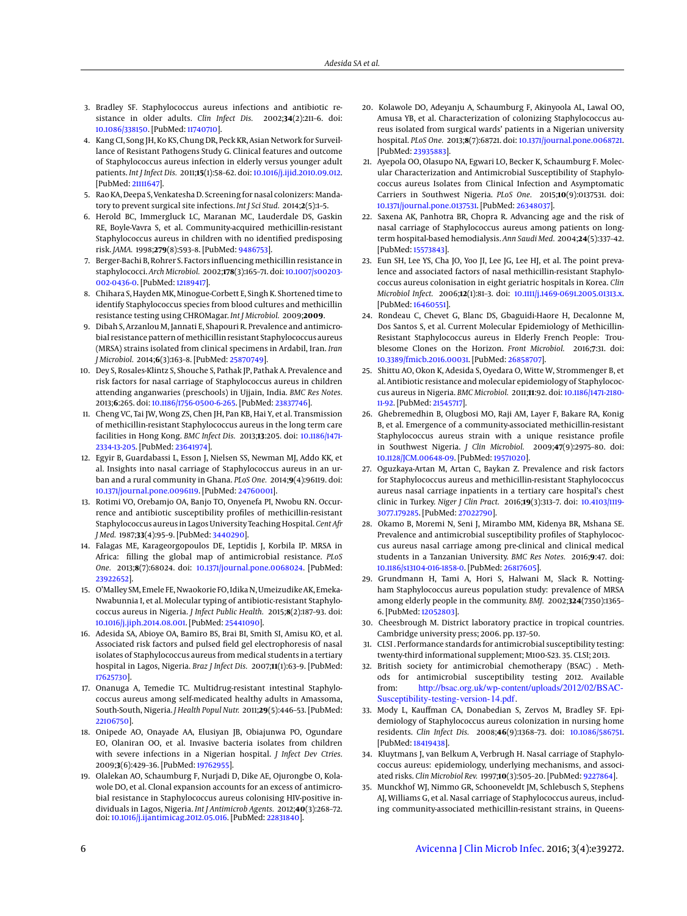3. Bradley SF. Staphylococcus aureus infections and antibiotic resistance in older adults. *Clin Infect Dis.* 2002;**34**(2):211–6. doi: 10.1086/338150. [PubMed: 11740710].
4. Kang CI, Song JH, Ko KS, Chung DR, Peck KR, Asian Network for Surveillance of Resistant Pathogens Study G. Clinical features and outcome of Staphylococcus aureus infection in elderly versus younger adult patients. *Int J Infect Dis.* 2011;**15**(1):58–62. doi: 10.1016/j.ijid.2010.09.012. [PubMed: 21111647].
5. Rao KA, Deepa S, Venkatesha D. Screening for nasal colonizers: Mandatory to prevent surgical site infections. *Int J Sci Stud.* 2014;**2**(5):1–5.
6. Herold BC, Immergluck LC, Maranan MC, Lauderdale DS, Gaskin RE, Boyle-Vavra S, et al. Community-acquired methicillin-resistant Staphylococcus aureus in children with no identified predisposing risk. *JAMA.* 1998;**279**(8):593–8. [PubMed: 9486753].
7. Berger-Bachi B, Rohrer S. Factors influencing methicillin resistance in staphylococci. *Arch Microbiol.* 2002;**178**(3):165–71. doi: 10.1007/s00203-002-0436-0. [PubMed: 12189417].
8. Chihara S, Hayden MK, Minogue-Corbett E, Singh K. Shortened time to identify Staphylococcus species from blood cultures and methicillin resistance testing using CHROMagar. *Int J Microbiol.* 2009;**2009**.
9. Dibah S, Arzanlou M, Jannati E, Shapouri R. Prevalence and antimicrobial resistance pattern of methicillin resistant Staphylococcus aureus (MRSA) strains isolated from clinical specimens in Ardabil, Iran. *Iran J Microbiol.* 2014;**6**(3):163–8. [PubMed: 25870749].
10. Dey S, Rosales-Klintz S, Shouche S, Pathak JP, Pathak A. Prevalence and risk factors for nasal carriage of Staphylococcus aureus in children attending anganwaries (preschools) in Ujjain, India. *BMC Res Notes.* 2013;**6**:265. doi: 10.1186/1756-0500-6-265. [PubMed: 23837746].
11. Cheng VC, Tai JW, Wong ZS, Chen JH, Pan KB, Hai Y, et al. Transmission of methicillin-resistant Staphylococcus aureus in the long term care facilities in Hong Kong. *BMC Infect Dis.* 2013;**13**:205. doi: 10.1186/1471-2334-13-205. [PubMed: 23641974].
12. Egyir B, Guardabassi L, Esson J, Nielsen SS, Newman MJ, Addo KK, et al. Insights into nasal carriage of Staphylococcus aureus in an urban and a rural community in Ghana. *PLoS One.* 2014;**9**(4):96119. doi: 10.1371/journal.pone.0096119. [PubMed: 24760001].
13. Rotimi VO, Orebamjo OA, Banjo TO, Onyenefa PI, Nwobu RN. Occurrence and antibiotic susceptibility profiles of methicillin-resistant Staphylococcus aureus in Lagos University Teaching Hospital. *Cent Afr J Med.* 1987;**33**(4):95–9. [PubMed: 3440290].
14. Falagas ME, Karageorgopoulos DE, Leptidis J, Korbila IP. MRSA in Africa: filling the global map of antimicrobial resistance. *PLoS One.* 2013;**8**(7):68024. doi: 10.1371/journal.pone.0068024. [PubMed: 23922652].
15. O'Malley SM, Emele FE, Nwaokorie FO, Idika N, Umeizudike AK, Emeka-Nwabunnia I, et al. Molecular typing of antibiotic-resistant Staphylococcus aureus in Nigeria. *J Infect Public Health.* 2015;**8**(2):187–93. doi: 10.1016/j.jiph.2014.08.001. [PubMed: 25441090].
16. Adesida SA, Abioye OA, Bamiro BS, Brai BI, Smith SI, Amisu KO, et al. Associated risk factors and pulsed field gel electrophoresis of nasal isolates of Staphylococcus aureus from medical students in a tertiary hospital in Lagos, Nigeria. *Braz J Infect Dis.* 2007;**11**(1):63–9. [PubMed: 17625730].
17. Onanuga A, Temedie TC. Multidrug-resistant intestinal Staphylococcus aureus among self-medicated healthy adults in Amassoma, South-South, Nigeria. *J Health Popul Nutr.* 2011;**29**(5):446–53. [PubMed: 22106750].
18. Onipede AO, Onayade AA, Elusiyan JB, Obiajunwa PO, Ogundare EO, Olaniran OO, et al. Invasive bacteria isolates from children with severe infections in a Nigerian hospital. *J Infect Dev Ctries.* 2009;**3**(6):429–36. [PubMed: 19762955].
19. Olalekan AO, Schaumburg F, Nurjadi D, Dike AE, Ojurongbe O, Kolawole DO, et al. Clonal expansion accounts for an excess of antimicrobial resistance in Staphylococcus aureus colonising HIV-positive individuals in Lagos, Nigeria. *Int J Antimicrob Agents.* 2012;**40**(3):268–72. doi: 10.1016/j.ijantimicag.2012.05.016. [PubMed: 22831840].
20. Kolawole DO, Adeyanju A, Schaumburg F, Akinyoola AL, Lawal OO, Amusa YB, et al. Characterization of colonizing Staphylococcus aureus isolated from surgical wards' patients in a Nigerian university hospital. *PLoS One.* 2013;**8**(7):68721. doi: 10.1371/journal.pone.0068721. [PubMed: 23935883].
21. Ayepola OO, Olasupo NA, Egwari LO, Becker K, Schaumburg F. Molecular Characterization and Antimicrobial Susceptibility of Staphylococcus aureus Isolates from Clinical Infection and Asymptomatic Carriers in Southwest Nigeria. *PLoS One.* 2015;**10**(9):0137531. doi: 10.1371/journal.pone.0137531. [PubMed: 26348037].
22. Saxena AK, Panhotra BR, Chopra R. Advancing age and the risk of nasal carriage of Staphylococcus aureus among patients on long-term hospital-based hemodialysis. *Ann Saudi Med.* 2004;**24**(5):337–42. [PubMed: 15573843].
23. Eun SH, Lee YS, Cha JO, Yoo JI, Lee JG, Lee HJ, et al. The point prevalence and associated factors of nasal methicillin-resistant Staphylococcus aureus colonisation in eight geriatric hospitals in Korea. *Clin Microbiol Infect.* 2006;**12**(1):81–3. doi: 10.1111/j.1469-0691.2005.01313.x. [PubMed: 16460551].
24. Rondeau C, Chevet G, Blanc DS, Gbaguidi-Haore H, Decalonne M, Dos Santos S, et al. Current Molecular Epidemiology of Methicillin-Resistant Staphylococcus aureus in Elderly French People: Troublesome Clones on the Horizon. *Front Microbiol.* 2016;**7**:31. doi: 10.3389/fmicb.2016.00031. [PubMed: 26858707].
25. Shittu AO, Okon K, Adesida S, Oyedara O, Witte W, Strommenger B, et al. Antibiotic resistance and molecular epidemiology of Staphylococcus aureus in Nigeria. *BMC Microbiol.* 2011;**11**:92. doi: 10.1186/1471-2180-11-92. [PubMed: 21545717].
26. Ghebremedhin B, Olugbosi MO, Raji AM, Layer F, Bakare RA, Konig B, et al. Emergence of a community-associated methicillin-resistant Staphylococcus aureus strain with a unique resistance profile in Southwest Nigeria. *J Clin Microbiol.* 2009;**47**(9):2975–80. doi: 10.1128/JCM.00648-09. [PubMed: 19571020].
27. Oguzkaya-Artan M, Artan C, Baykan Z. Prevalence and risk factors for Staphylococcus aureus and methicillin-resistant Staphylococcus aureus nasal carriage inpatients in a tertiary care hospital's chest clinic in Turkey. *Niger J Clin Pract.* 2016;**19**(3):313–7. doi: 10.4103/1119-3077.179285. [PubMed: 27022790].
28. Okamo B, Moremi N, Seni J, Mirambo MM, Kidenya BR, Mshana SE. Prevalence and antimicrobial susceptibility profiles of Staphylococcus aureus nasal carriage among pre-clinical and clinical medical students in a Tanzanian University. *BMC Res Notes.* 2016;**9**:47. doi: 10.1186/s13104-016-1858-0. [PubMed: 26817605].
29. Grundmann H, Tami A, Hori S, Halwani M, Slack R. Nottingham Staphylococcus aureus population study: prevalence of MRSA among elderly people in the community. *BMJ.* 2002;**324**(7350):1365–6. [PubMed: 12052803].
30. Cheesbrough M. District laboratory practice in tropical countries. Cambridge university press; 2006. pp. 137–50.
31. CLSI . Performance standards for antimicrobial susceptibility testing: twenty-third informational supplement; M100-S23. 35. CLSI; 2013.
32. British society for antimicrobial chemotherapy (BSAC) . Methods for antimicrobial susceptibility testing 2012. Available from: http://bsac.org.uk/wp-content/uploads/2012/02/BSAC-Susceptibility-testing-version-14.pdf.
33. Mody L, Kauffman CA, Donabedian S, Zervos M, Bradley SF. Epidemiology of Staphylococcus aureus colonization in nursing home residents. *Clin Infect Dis.* 2008;**46**(9):1368–73. doi: 10.1086/586751. [PubMed: 18419438].
34. Kluytmans J, van Belkum A, Verbrugh H. Nasal carriage of Staphylococcus aureus: epidemiology, underlying mechanisms, and associated risks. *Clin Microbiol Rev.* 1997;**10**(3):505–20. [PubMed: 9227864].
35. Munckhof WJ, Nimmo GR, Schooneveldt JM, Schlebusch S, Stephens AJ, Williams G, et al. Nasal carriage of Staphylococcus aureus, including community-associated methicillin-resistant strains, in Queens-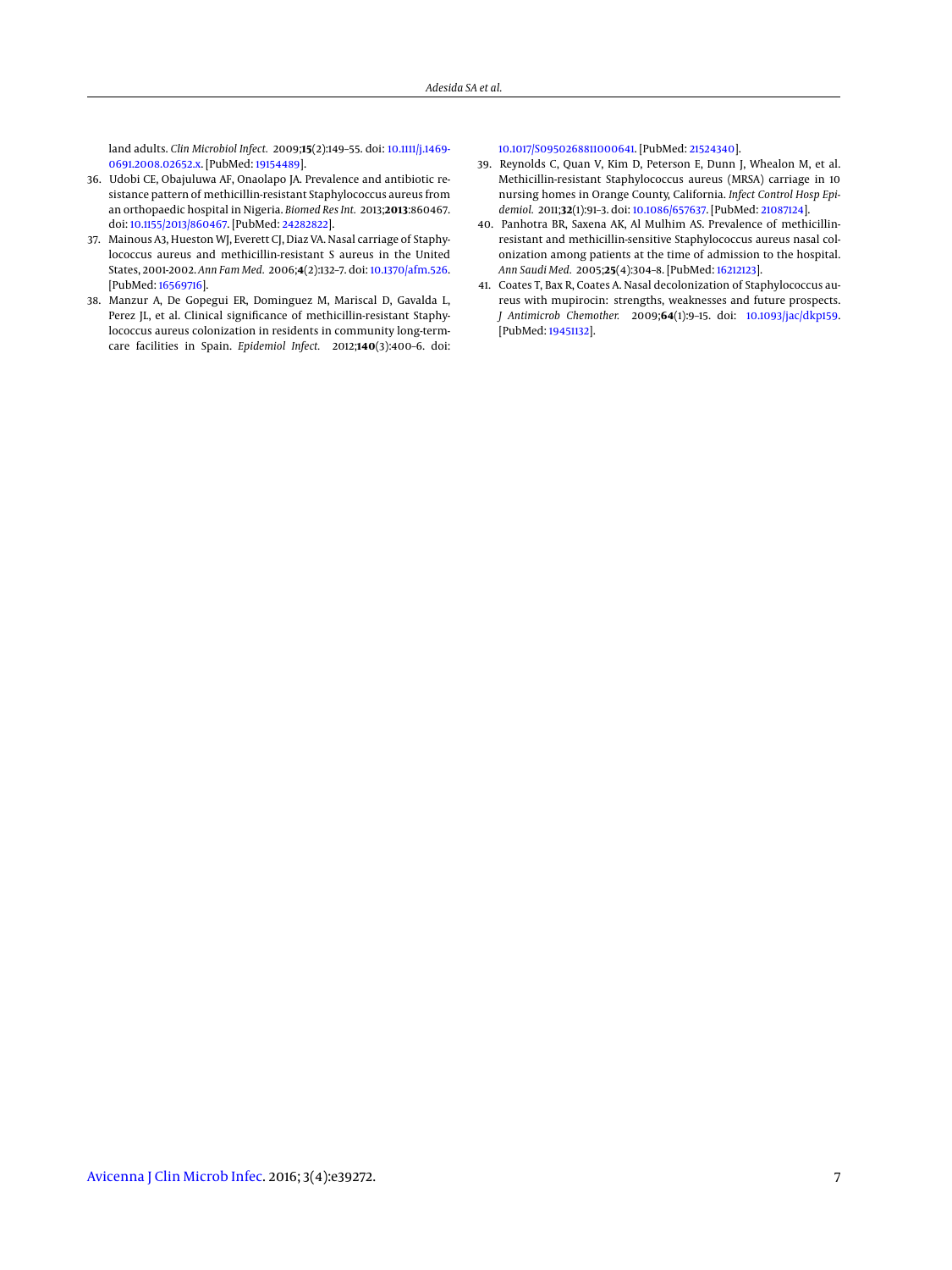land adults. *Clin Microbiol Infect.* 2009;**15**(2):149–55. doi: 10.1111/j.1469-0691.2008.02652.x. [PubMed: 19154489].

36. Udobi CE, Obajuluwa AF, Onaolapo JA. Prevalence and antibiotic resistance pattern of methicillin-resistant Staphylococcus aureus from an orthopaedic hospital in Nigeria. *Biomed Res Int.* 2013;**2013**:860467. doi: 10.1155/2013/860467. [PubMed: 24282822].
37. Mainous A3, Hueston WJ, Everett CJ, Diaz VA. Nasal carriage of Staphylococcus aureus and methicillin-resistant S aureus in the United States, 2001-2002. *Ann Fam Med.* 2006;**4**(2):132–7. doi: 10.1370/afm.526. [PubMed: 16569716].
38. Manzur A, De Gopegui ER, Dominguez M, Mariscal D, Gavalda L, Perez JL, et al. Clinical significance of methicillin-resistant Staphylococcus aureus colonization in residents in community long-term-care facilities in Spain. *Epidemiol Infect.* 2012;**140**(3):400–6. doi: 10.1017/S0950268811000641. [PubMed: 21524340].
39. Reynolds C, Quan V, Kim D, Peterson E, Dunn J, Whealon M, et al. Methicillin-resistant Staphylococcus aureus (MRSA) carriage in 10 nursing homes in Orange County, California. *Infect Control Hosp Epidemiol.* 2011;**32**(1):91–3. doi: 10.1086/657637. [PubMed: 21087124].
40. Panhotra BR, Saxena AK, Al Mulhim AS. Prevalence of methicillin-resistant and methicillin-sensitive Staphylococcus aureus nasal colonization among patients at the time of admission to the hospital. *Ann Saudi Med.* 2005;**25**(4):304–8. [PubMed: 16212123].
41. Coates T, Bax R, Coates A. Nasal decolonization of Staphylococcus aureus with mupirocin: strengths, weaknesses and future prospects. *J Antimicrob Chemother.* 2009;**64**(1):9–15. doi: 10.1093/jac/dkp159. [PubMed: 19451132].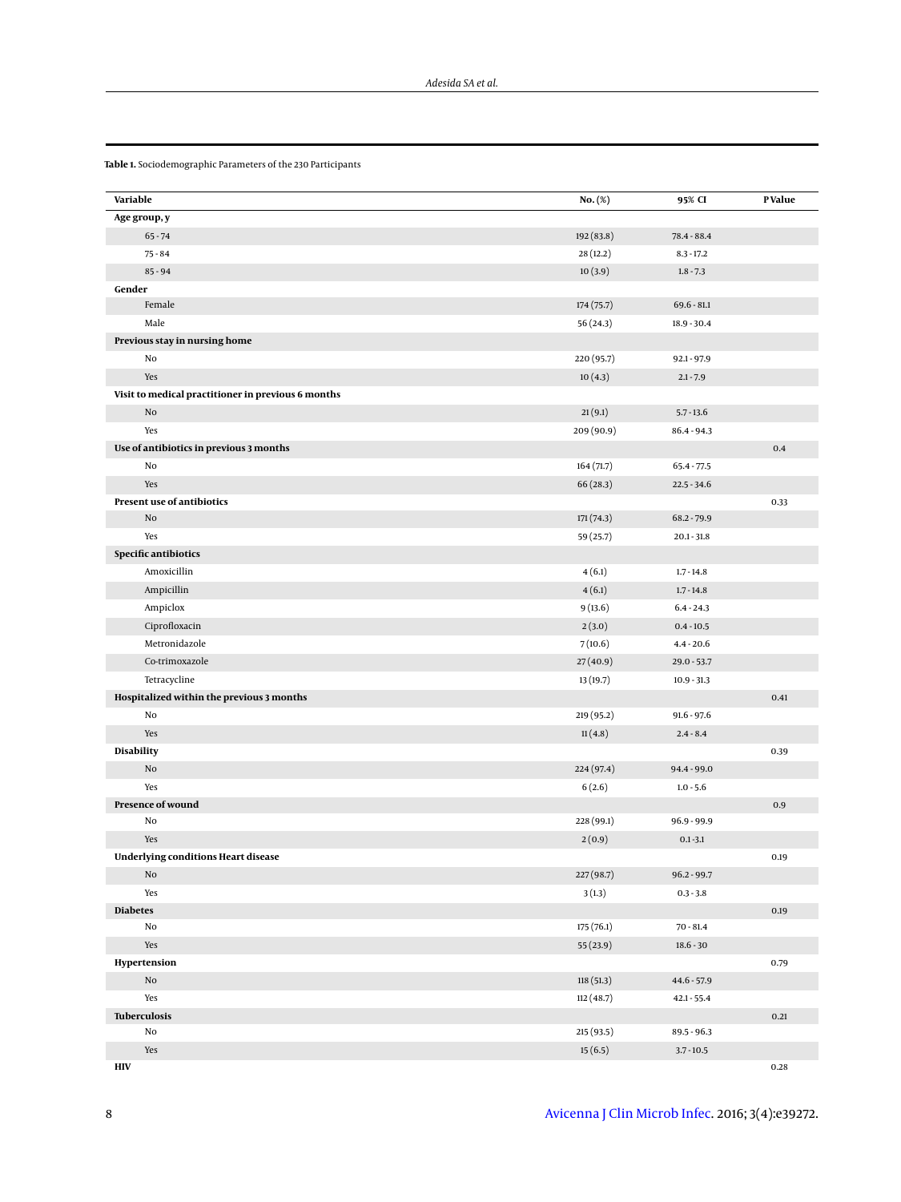**Table 1.** Sociodemographic Parameters of the 230 Participants

| Variable | No. (%) | 95% CI | P Value |
|---|---|---|---|
| **Age group, y** | | | |
| 65 - 74 | 192 (83.8) | 78.4 - 88.4 | |
| 75 - 84 | 28 (12.2) | 8.3 - 17.2 | |
| 85 - 94 | 10 (3.9) | 1.8 - 7.3 | |
| **Gender** | | | |
| Female | 174 (75.7) | 69.6 - 81.1 | |
| Male | 56 (24.3) | 18.9 - 30.4 | |
| **Previous stay in nursing home** | | | |
| No | 220 (95.7) | 92.1 - 97.9 | |
| Yes | 10 (4.3) | 2.1 - 7.9 | |
| **Visit to medical practitioner in previous 6 months** | | | |
| No | 21 (9.1) | 5.7 - 13.6 | |
| Yes | 209 (90.9) | 86.4 - 94.3 | |
| **Use of antibiotics in previous 3 months** | | | 0.4 |
| No | 164 (71.7) | 65.4 - 77.5 | |
| Yes | 66 (28.3) | 22.5 - 34.6 | |
| **Present use of antibiotics** | | | 0.33 |
| No | 171 (74.3) | 68.2 - 79.9 | |
| Yes | 59 (25.7) | 20.1 - 31.8 | |
| **Specific antibiotics** | | | |
| Amoxicillin | 4 (6.1) | 1.7 - 14.8 | |
| Ampicillin | 4 (6.1) | 1.7 - 14.8 | |
| Ampiclox | 9 (13.6) | 6.4 - 24.3 | |
| Ciprofloxacin | 2 (3.0) | 0.4 - 10.5 | |
| Metronidazole | 7 (10.6) | 4.4 - 20.6 | |
| Co-trimoxazole | 27 (40.9) | 29.0 - 53.7 | |
| Tetracycline | 13 (19.7) | 10.9 - 31.3 | |
| **Hospitalized within the previous 3 months** | | | 0.41 |
| No | 219 (95.2) | 91.6 - 97.6 | |
| Yes | 11 (4.8) | 2.4 - 8.4 | |
| **Disability** | | | 0.39 |
| No | 224 (97.4) | 94.4 - 99.0 | |
| Yes | 6 (2.6) | 1.0 - 5.6 | |
| **Presence of wound** | | | 0.9 |
| No | 228 (99.1) | 96.9 - 99.9 | |
| Yes | 2 (0.9) | 0.1 -3.1 | |
| **Underlying conditions Heart disease** | | | 0.19 |
| No | 227 (98.7) | 96.2 - 99.7 | |
| Yes | 3 (1.3) | 0.3 - 3.8 | |
| **Diabetes** | | | 0.19 |
| No | 175 (76.1) | 70 - 81.4 | |
| Yes | 55 (23.9) | 18.6 - 30 | |
| **Hypertension** | | | 0.79 |
| No | 118 (51.3) | 44.6 - 57.9 | |
| Yes | 112 (48.7) | 42.1 - 55.4 | |
| **Tuberculosis** | | | 0.21 |
| No | 215 (93.5) | 89.5 - 96.3 | |
| Yes | 15 (6.5) | 3.7 - 10.5 | |
| **HIV** | | | 0.28 |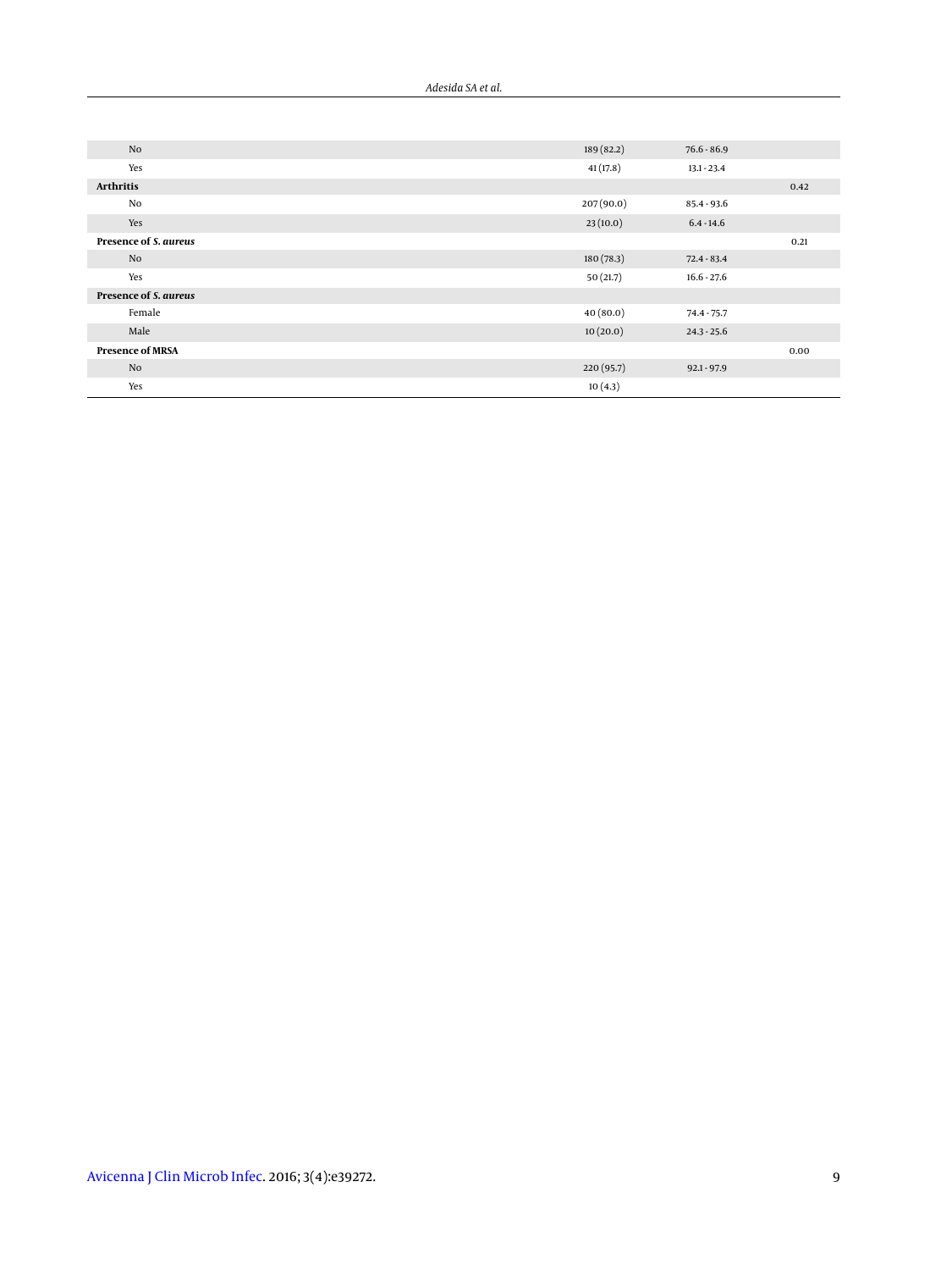| | | | |
|---|---|---|---|
| No | 189 (82.2) | 76.6 - 86.9 | |
| Yes | 41 (17.8) | 13.1 - 23.4 | |
| **Arthritis** | | | 0.42 |
| No | 207 (90.0) | 85.4 - 93.6 | |
| Yes | 23 (10.0) | 6.4 - 14.6 | |
| **Presence of *S. aureus*** | | | 0.21 |
| No | 180 (78.3) | 72.4 - 83.4 | |
| Yes | 50 (21.7) | 16.6 - 27.6 | |
| **Presence of *S. aureus*** | | | |
| Female | 40 (80.0) | 74.4 - 75.7 | |
| Male | 10 (20.0) | 24.3 - 25.6 | |
| **Presence of MRSA** | | | 0.00 |
| No | 220 (95.7) | 92.1 - 97.9 | |
| Yes | 10 (4.3) | | |